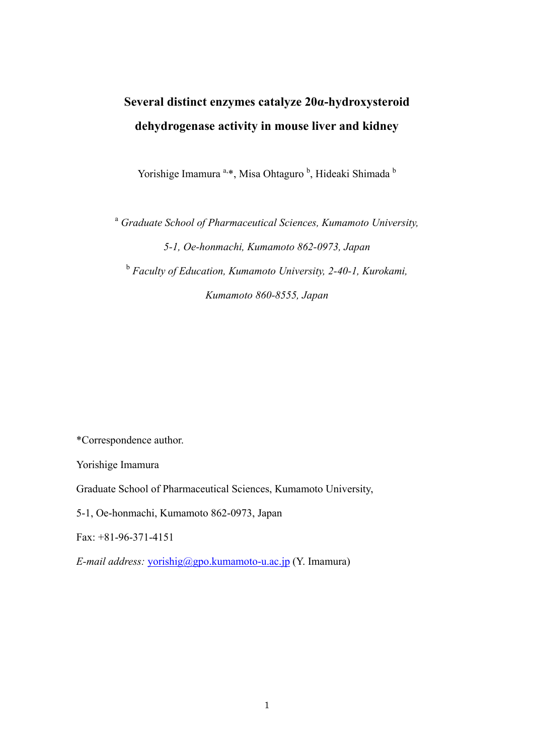# Several distinct enzymes catalyze 20α-hydroxysteroid dehydrogenase activity in mouse liver and kidney

Yorishige Imamura [a,]*, Misa Ohtaguro [b], Hideaki Shimada [b]

[a] *Graduate School of Pharmaceutical Sciences, Kumamoto University, 5-1, Oe-honmachi, Kumamoto 862-0973, Japan*

[b] *Faculty of Education, Kumamoto University, 2-40-1, Kurokami, Kumamoto 860-8555, Japan*

*Correspondence author.

Yorishige Imamura

Graduate School of Pharmaceutical Sciences, Kumamoto University,

5-1, Oe-honmachi, Kumamoto 862-0973, Japan

Fax: +81-96-371-4151

*E-mail address:* yorishig@gpo.kumamoto-u.ac.jp (Y. Imamura)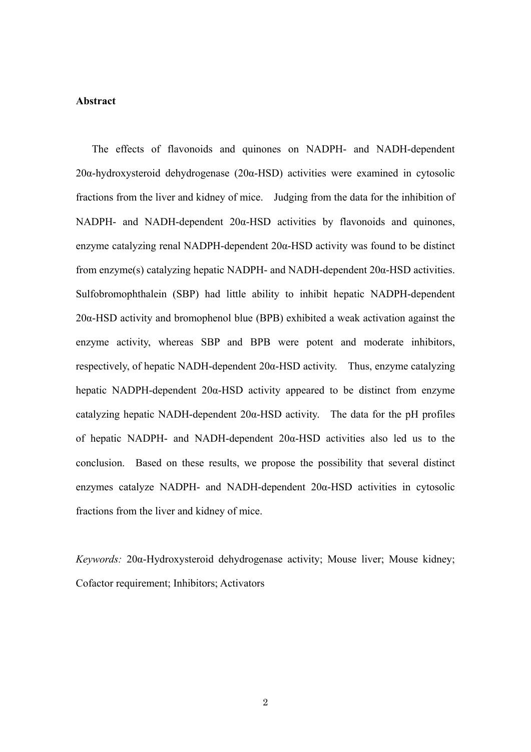**Abstract**

The effects of flavonoids and quinones on NADPH- and NADH-dependent 20α-hydroxysteroid dehydrogenase (20α-HSD) activities were examined in cytosolic fractions from the liver and kidney of mice. Judging from the data for the inhibition of NADPH- and NADH-dependent 20α-HSD activities by flavonoids and quinones, enzyme catalyzing renal NADPH-dependent 20α-HSD activity was found to be distinct from enzyme(s) catalyzing hepatic NADPH- and NADH-dependent 20α-HSD activities. Sulfobromophthalein (SBP) had little ability to inhibit hepatic NADPH-dependent 20α-HSD activity and bromophenol blue (BPB) exhibited a weak activation against the enzyme activity, whereas SBP and BPB were potent and moderate inhibitors, respectively, of hepatic NADH-dependent 20α-HSD activity. Thus, enzyme catalyzing hepatic NADPH-dependent 20α-HSD activity appeared to be distinct from enzyme catalyzing hepatic NADH-dependent 20α-HSD activity. The data for the pH profiles of hepatic NADPH- and NADH-dependent 20α-HSD activities also led us to the conclusion. Based on these results, we propose the possibility that several distinct enzymes catalyze NADPH- and NADH-dependent 20α-HSD activities in cytosolic fractions from the liver and kidney of mice.

*Keywords:* 20α-Hydroxysteroid dehydrogenase activity; Mouse liver; Mouse kidney; Cofactor requirement; Inhibitors; Activators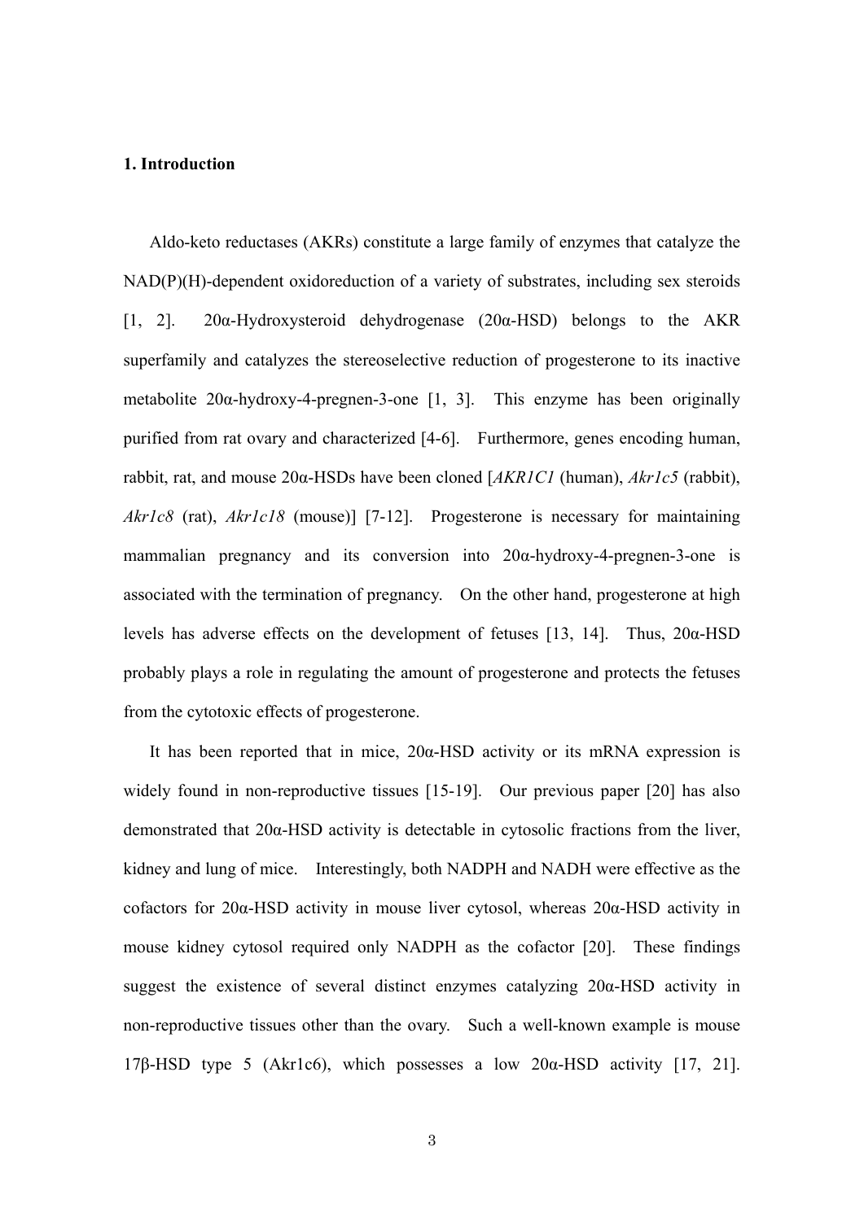## 1. Introduction

Aldo-keto reductases (AKRs) constitute a large family of enzymes that catalyze the NAD(P)(H)-dependent oxidoreduction of a variety of substrates, including sex steroids [1, 2]. 20α-Hydroxysteroid dehydrogenase (20α-HSD) belongs to the AKR superfamily and catalyzes the stereoselective reduction of progesterone to its inactive metabolite 20α-hydroxy-4-pregnen-3-one [1, 3]. This enzyme has been originally purified from rat ovary and characterized [4-6]. Furthermore, genes encoding human, rabbit, rat, and mouse 20α-HSDs have been cloned [*AKR1C1* (human), *Akr1c5* (rabbit), *Akr1c8* (rat), *Akr1c18* (mouse)] [7-12]. Progesterone is necessary for maintaining mammalian pregnancy and its conversion into 20α-hydroxy-4-pregnen-3-one is associated with the termination of pregnancy. On the other hand, progesterone at high levels has adverse effects on the development of fetuses [13, 14]. Thus, 20α-HSD probably plays a role in regulating the amount of progesterone and protects the fetuses from the cytotoxic effects of progesterone.

It has been reported that in mice, 20α-HSD activity or its mRNA expression is widely found in non-reproductive tissues [15-19]. Our previous paper [20] has also demonstrated that 20α-HSD activity is detectable in cytosolic fractions from the liver, kidney and lung of mice. Interestingly, both NADPH and NADH were effective as the cofactors for 20α-HSD activity in mouse liver cytosol, whereas 20α-HSD activity in mouse kidney cytosol required only NADPH as the cofactor [20]. These findings suggest the existence of several distinct enzymes catalyzing 20α-HSD activity in non-reproductive tissues other than the ovary. Such a well-known example is mouse 17β-HSD type 5 (Akr1c6), which possesses a low 20α-HSD activity [17, 21].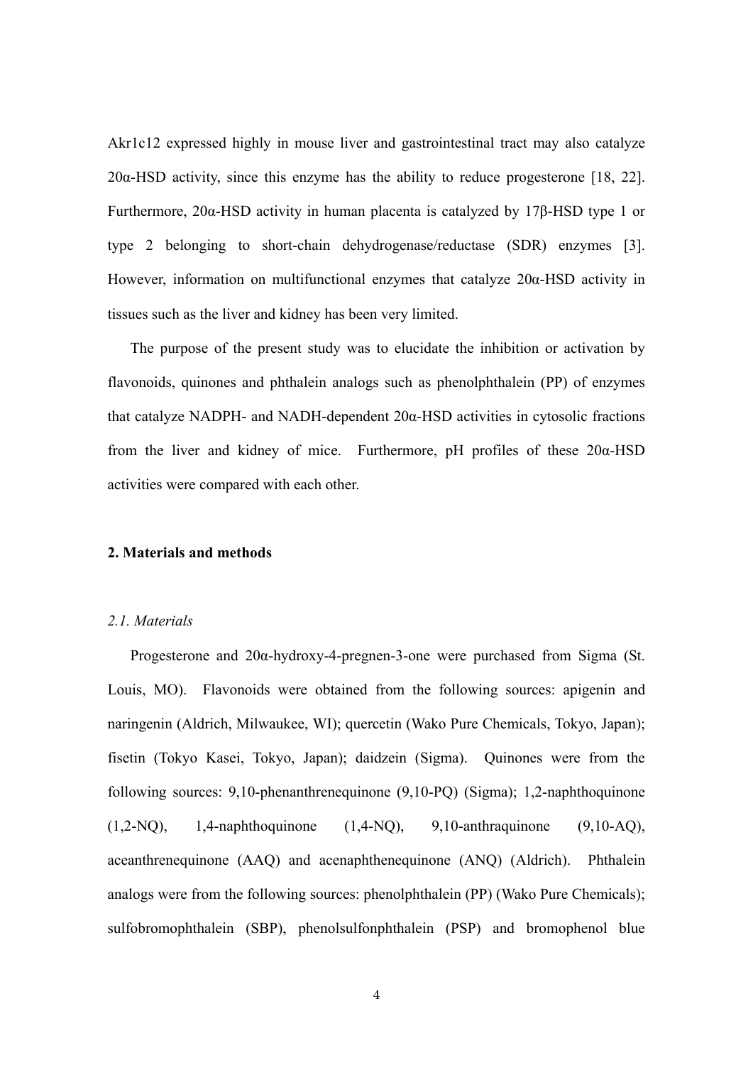Akr1c12 expressed highly in mouse liver and gastrointestinal tract may also catalyze 20α-HSD activity, since this enzyme has the ability to reduce progesterone [18, 22]. Furthermore, 20α-HSD activity in human placenta is catalyzed by 17β-HSD type 1 or type 2 belonging to short-chain dehydrogenase/reductase (SDR) enzymes [3]. However, information on multifunctional enzymes that catalyze 20α-HSD activity in tissues such as the liver and kidney has been very limited.

The purpose of the present study was to elucidate the inhibition or activation by flavonoids, quinones and phthalein analogs such as phenolphthalein (PP) of enzymes that catalyze NADPH- and NADH-dependent 20α-HSD activities in cytosolic fractions from the liver and kidney of mice. Furthermore, pH profiles of these 20α-HSD activities were compared with each other.

## 2. Materials and methods

### *2.1. Materials*

Progesterone and 20α-hydroxy-4-pregnen-3-one were purchased from Sigma (St. Louis, MO). Flavonoids were obtained from the following sources: apigenin and naringenin (Aldrich, Milwaukee, WI); quercetin (Wako Pure Chemicals, Tokyo, Japan); fisetin (Tokyo Kasei, Tokyo, Japan); daidzein (Sigma). Quinones were from the following sources: 9,10-phenanthrenequinone (9,10-PQ) (Sigma); 1,2-naphthoquinone (1,2-NQ), 1,4-naphthoquinone (1,4-NQ), 9,10-anthraquinone (9,10-AQ), aceanthrenequinone (AAQ) and acenaphthenequinone (ANQ) (Aldrich). Phthalein analogs were from the following sources: phenolphthalein (PP) (Wako Pure Chemicals); sulfobromophthalein (SBP), phenolsulfonphthalein (PSP) and bromophenol blue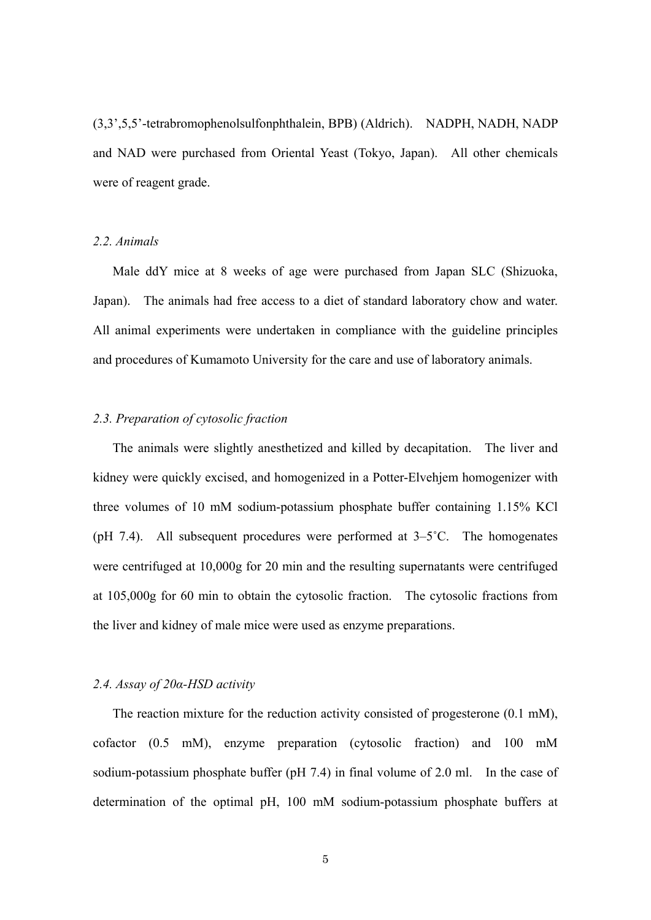(3,3’,5,5’-tetrabromophenolsulfonphthalein, BPB) (Aldrich). NADPH, NADH, NADP and NAD were purchased from Oriental Yeast (Tokyo, Japan). All other chemicals were of reagent grade.

### *2.2. Animals*

Male ddY mice at 8 weeks of age were purchased from Japan SLC (Shizuoka, Japan). The animals had free access to a diet of standard laboratory chow and water. All animal experiments were undertaken in compliance with the guideline principles and procedures of Kumamoto University for the care and use of laboratory animals.

### *2.3. Preparation of cytosolic fraction*

The animals were slightly anesthetized and killed by decapitation. The liver and kidney were quickly excised, and homogenized in a Potter-Elvehjem homogenizer with three volumes of 10 mM sodium-potassium phosphate buffer containing 1.15% KCl (pH 7.4). All subsequent procedures were performed at 3–5˚C. The homogenates were centrifuged at 10,000g for 20 min and the resulting supernatants were centrifuged at 105,000g for 60 min to obtain the cytosolic fraction. The cytosolic fractions from the liver and kidney of male mice were used as enzyme preparations.

### *2.4. Assay of 20α-HSD activity*

The reaction mixture for the reduction activity consisted of progesterone (0.1 mM), cofactor (0.5 mM), enzyme preparation (cytosolic fraction) and 100 mM sodium-potassium phosphate buffer (pH 7.4) in final volume of 2.0 ml. In the case of determination of the optimal pH, 100 mM sodium-potassium phosphate buffers at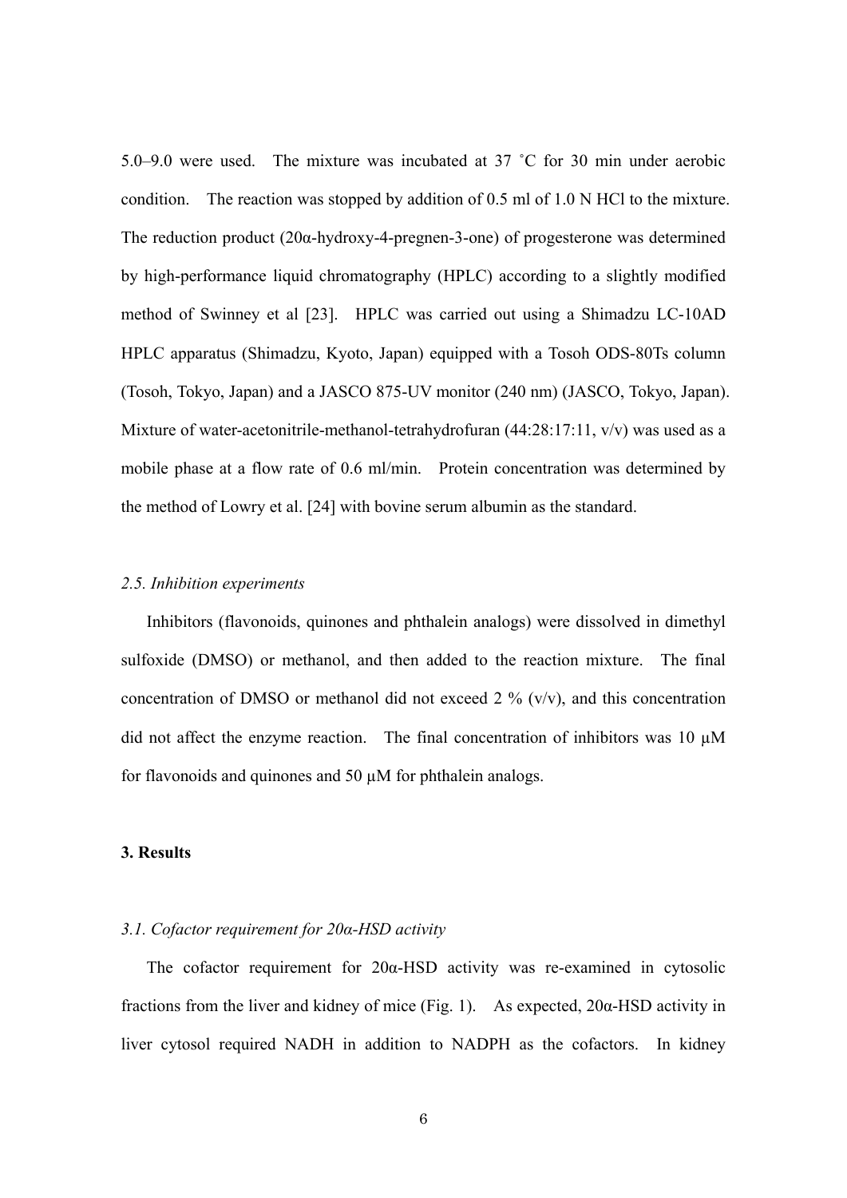5.0–9.0 were used. The mixture was incubated at 37 °C for 30 min under aerobic condition. The reaction was stopped by addition of 0.5 ml of 1.0 N HCl to the mixture. The reduction product (20α-hydroxy-4-pregnen-3-one) of progesterone was determined by high-performance liquid chromatography (HPLC) according to a slightly modified method of Swinney et al [23]. HPLC was carried out using a Shimadzu LC-10AD HPLC apparatus (Shimadzu, Kyoto, Japan) equipped with a Tosoh ODS-80Ts column (Tosoh, Tokyo, Japan) and a JASCO 875-UV monitor (240 nm) (JASCO, Tokyo, Japan). Mixture of water-acetonitrile-methanol-tetrahydrofuran (44:28:17:11, v/v) was used as a mobile phase at a flow rate of 0.6 ml/min. Protein concentration was determined by the method of Lowry et al. [24] with bovine serum albumin as the standard.

### *2.5. Inhibition experiments*

Inhibitors (flavonoids, quinones and phthalein analogs) were dissolved in dimethyl sulfoxide (DMSO) or methanol, and then added to the reaction mixture. The final concentration of DMSO or methanol did not exceed 2 % (v/v), and this concentration did not affect the enzyme reaction. The final concentration of inhibitors was 10 μM for flavonoids and quinones and 50 μM for phthalein analogs.

## 3. Results

### *3.1. Cofactor requirement for 20α-HSD activity*

The cofactor requirement for 20α-HSD activity was re-examined in cytosolic fractions from the liver and kidney of mice (Fig. 1). As expected, 20α-HSD activity in liver cytosol required NADH in addition to NADPH as the cofactors. In kidney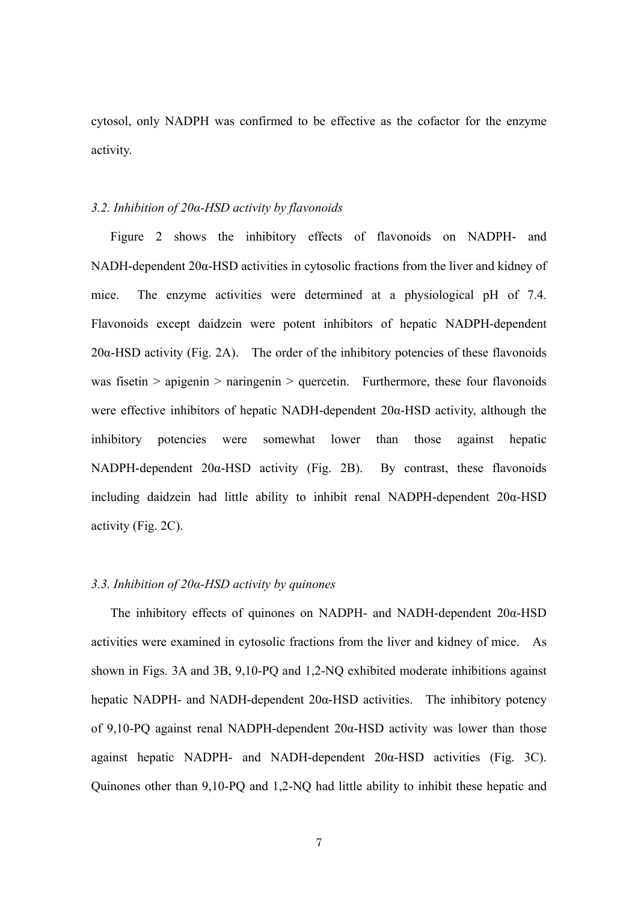cytosol, only NADPH was confirmed to be effective as the cofactor for the enzyme activity.

### *3.2. Inhibition of 20α-HSD activity by flavonoids*

Figure 2 shows the inhibitory effects of flavonoids on NADPH- and NADH-dependent 20α-HSD activities in cytosolic fractions from the liver and kidney of mice. The enzyme activities were determined at a physiological pH of 7.4. Flavonoids except daidzein were potent inhibitors of hepatic NADPH-dependent 20α-HSD activity (Fig. 2A). The order of the inhibitory potencies of these flavonoids was fisetin > apigenin > naringenin > quercetin. Furthermore, these four flavonoids were effective inhibitors of hepatic NADH-dependent 20α-HSD activity, although the inhibitory potencies were somewhat lower than those against hepatic NADPH-dependent 20α-HSD activity (Fig. 2B). By contrast, these flavonoids including daidzein had little ability to inhibit renal NADPH-dependent 20α-HSD activity (Fig. 2C).

### *3.3. Inhibition of 20α-HSD activity by quinones*

The inhibitory effects of quinones on NADPH- and NADH-dependent 20α-HSD activities were examined in cytosolic fractions from the liver and kidney of mice. As shown in Figs. 3A and 3B, 9,10-PQ and 1,2-NQ exhibited moderate inhibitions against hepatic NADPH- and NADH-dependent 20α-HSD activities. The inhibitory potency of 9,10-PQ against renal NADPH-dependent 20α-HSD activity was lower than those against hepatic NADPH- and NADH-dependent 20α-HSD activities (Fig. 3C). Quinones other than 9,10-PQ and 1,2-NQ had little ability to inhibit these hepatic and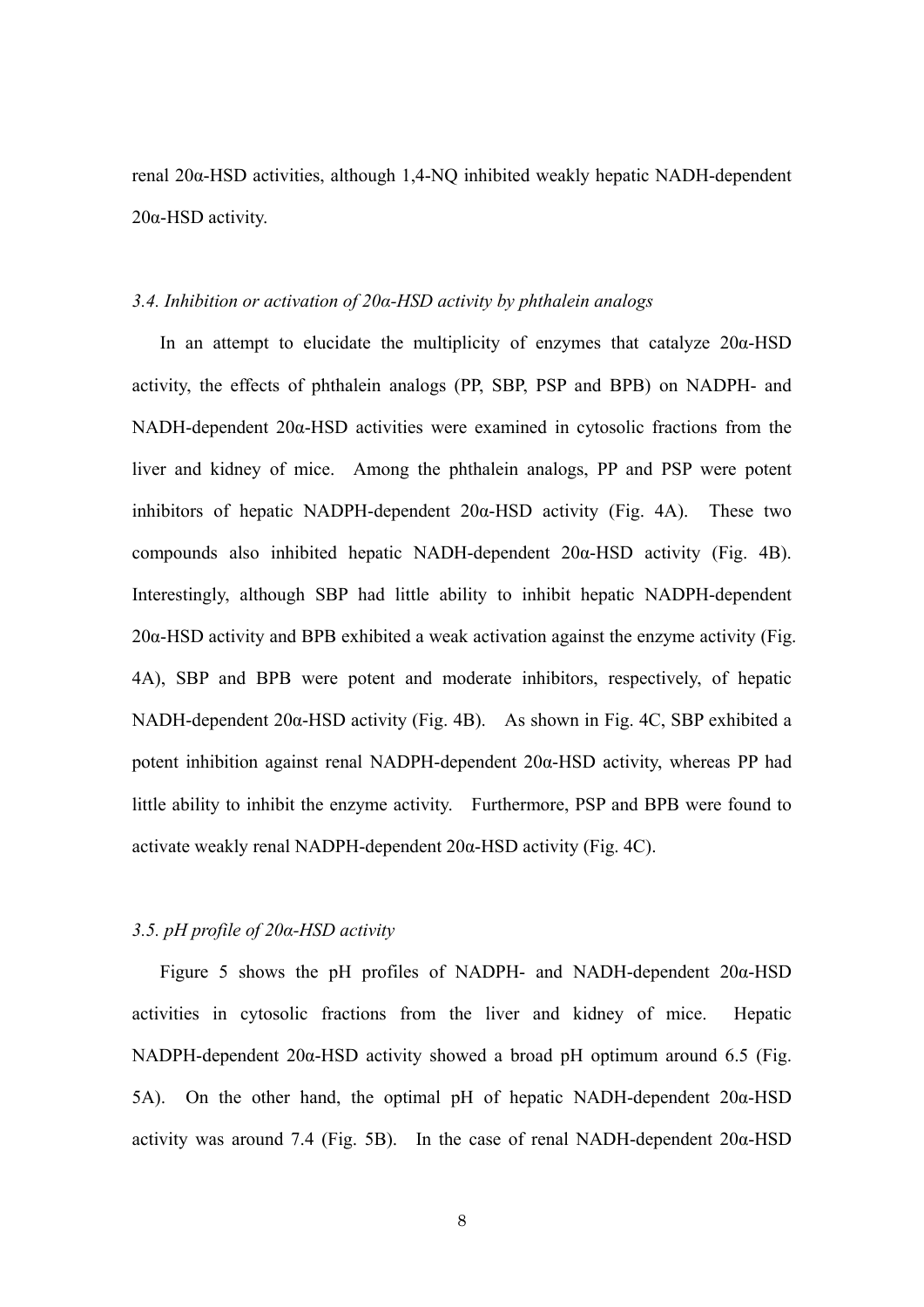renal 20α-HSD activities, although 1,4-NQ inhibited weakly hepatic NADH-dependent 20α-HSD activity.

### *3.4. Inhibition or activation of 20α-HSD activity by phthalein analogs*

In an attempt to elucidate the multiplicity of enzymes that catalyze 20α-HSD activity, the effects of phthalein analogs (PP, SBP, PSP and BPB) on NADPH- and NADH-dependent 20α-HSD activities were examined in cytosolic fractions from the liver and kidney of mice. Among the phthalein analogs, PP and PSP were potent inhibitors of hepatic NADPH-dependent 20α-HSD activity (Fig. 4A). These two compounds also inhibited hepatic NADH-dependent 20α-HSD activity (Fig. 4B). Interestingly, although SBP had little ability to inhibit hepatic NADPH-dependent 20α-HSD activity and BPB exhibited a weak activation against the enzyme activity (Fig. 4A), SBP and BPB were potent and moderate inhibitors, respectively, of hepatic NADH-dependent 20α-HSD activity (Fig. 4B). As shown in Fig. 4C, SBP exhibited a potent inhibition against renal NADPH-dependent 20α-HSD activity, whereas PP had little ability to inhibit the enzyme activity. Furthermore, PSP and BPB were found to activate weakly renal NADPH-dependent 20α-HSD activity (Fig. 4C).

### *3.5. pH profile of 20α-HSD activity*

Figure 5 shows the pH profiles of NADPH- and NADH-dependent 20α-HSD activities in cytosolic fractions from the liver and kidney of mice. Hepatic NADPH-dependent 20α-HSD activity showed a broad pH optimum around 6.5 (Fig. 5A). On the other hand, the optimal pH of hepatic NADH-dependent 20α-HSD activity was around 7.4 (Fig. 5B). In the case of renal NADH-dependent 20α-HSD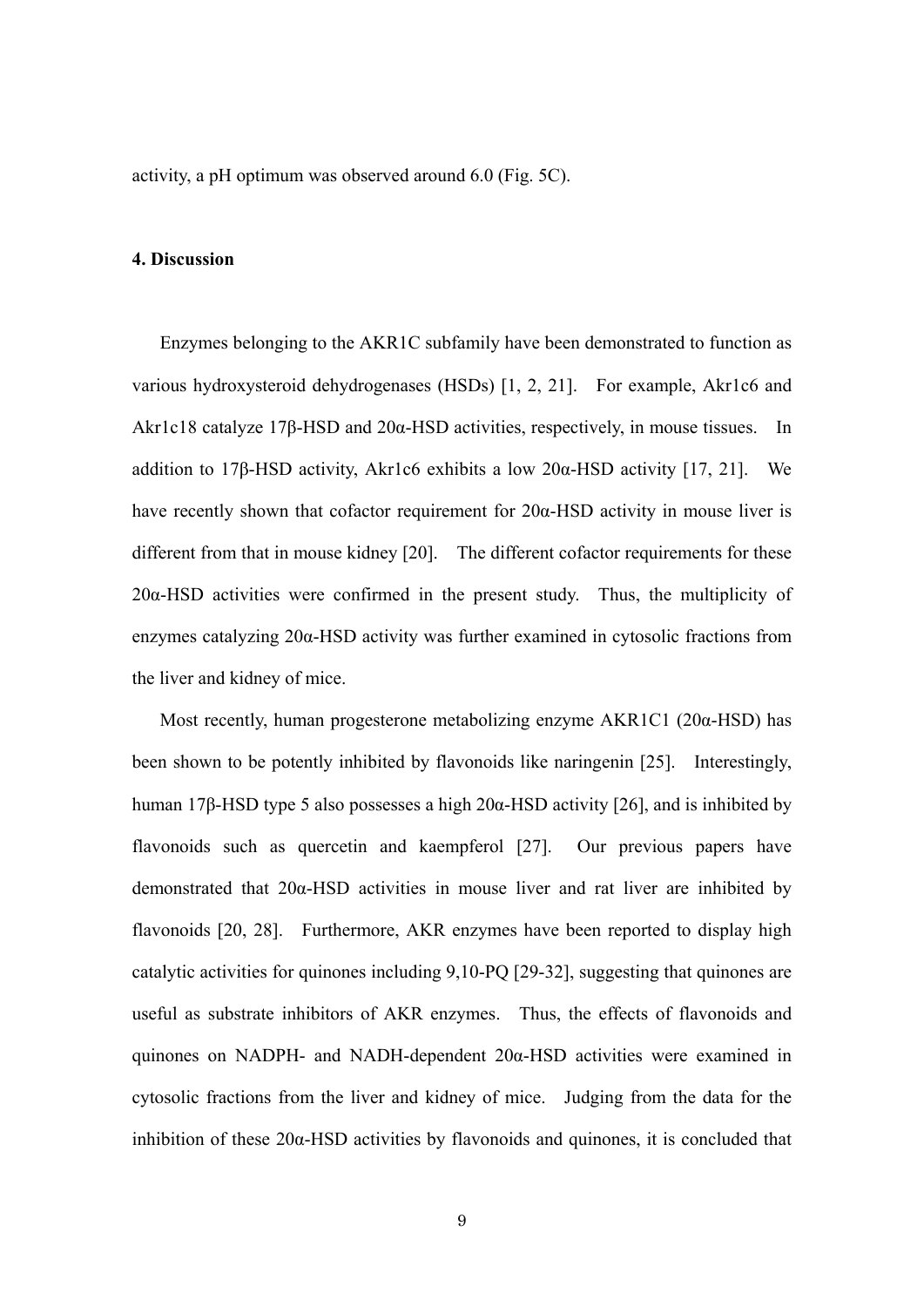activity, a pH optimum was observed around 6.0 (Fig. 5C).

## 4. Discussion

Enzymes belonging to the AKR1C subfamily have been demonstrated to function as various hydroxysteroid dehydrogenases (HSDs) [1, 2, 21]. For example, Akr1c6 and Akr1c18 catalyze 17β-HSD and 20α-HSD activities, respectively, in mouse tissues. In addition to 17β-HSD activity, Akr1c6 exhibits a low 20α-HSD activity [17, 21]. We have recently shown that cofactor requirement for 20α-HSD activity in mouse liver is different from that in mouse kidney [20]. The different cofactor requirements for these 20α-HSD activities were confirmed in the present study. Thus, the multiplicity of enzymes catalyzing 20α-HSD activity was further examined in cytosolic fractions from the liver and kidney of mice.

Most recently, human progesterone metabolizing enzyme AKR1C1 (20α-HSD) has been shown to be potently inhibited by flavonoids like naringenin [25]. Interestingly, human 17β-HSD type 5 also possesses a high 20α-HSD activity [26], and is inhibited by flavonoids such as quercetin and kaempferol [27]. Our previous papers have demonstrated that 20α-HSD activities in mouse liver and rat liver are inhibited by flavonoids [20, 28]. Furthermore, AKR enzymes have been reported to display high catalytic activities for quinones including 9,10-PQ [29-32], suggesting that quinones are useful as substrate inhibitors of AKR enzymes. Thus, the effects of flavonoids and quinones on NADPH- and NADH-dependent 20α-HSD activities were examined in cytosolic fractions from the liver and kidney of mice. Judging from the data for the inhibition of these 20α-HSD activities by flavonoids and quinones, it is concluded that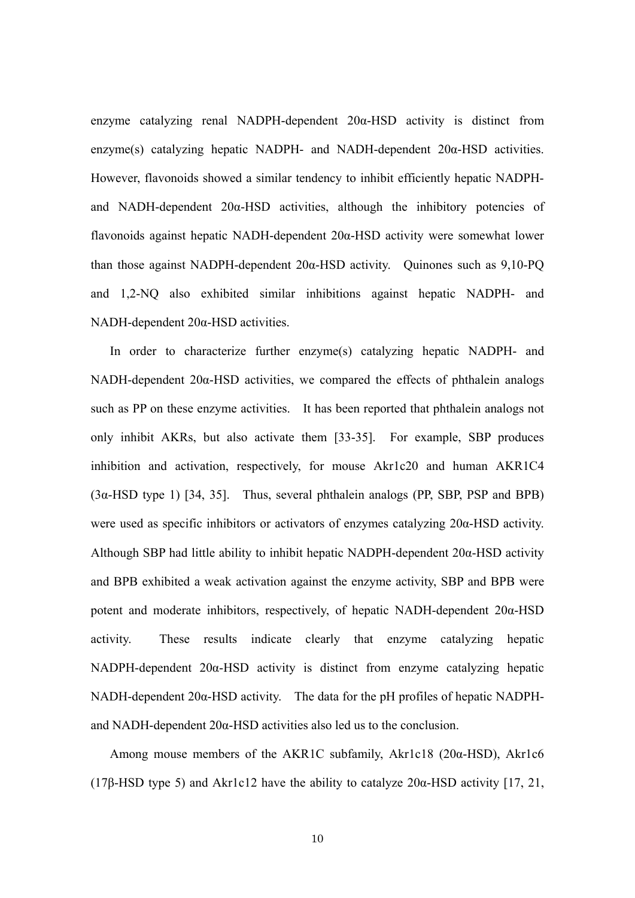enzyme catalyzing renal NADPH-dependent 20α-HSD activity is distinct from enzyme(s) catalyzing hepatic NADPH- and NADH-dependent 20α-HSD activities. However, flavonoids showed a similar tendency to inhibit efficiently hepatic NADPH- and NADH-dependent 20α-HSD activities, although the inhibitory potencies of flavonoids against hepatic NADH-dependent 20α-HSD activity were somewhat lower than those against NADPH-dependent 20α-HSD activity. Quinones such as 9,10-PQ and 1,2-NQ also exhibited similar inhibitions against hepatic NADPH- and NADH-dependent 20α-HSD activities.

In order to characterize further enzyme(s) catalyzing hepatic NADPH- and NADH-dependent 20α-HSD activities, we compared the effects of phthalein analogs such as PP on these enzyme activities. It has been reported that phthalein analogs not only inhibit AKRs, but also activate them [33-35]. For example, SBP produces inhibition and activation, respectively, for mouse Akr1c20 and human AKR1C4 (3α-HSD type 1) [34, 35]. Thus, several phthalein analogs (PP, SBP, PSP and BPB) were used as specific inhibitors or activators of enzymes catalyzing 20α-HSD activity. Although SBP had little ability to inhibit hepatic NADPH-dependent 20α-HSD activity and BPB exhibited a weak activation against the enzyme activity, SBP and BPB were potent and moderate inhibitors, respectively, of hepatic NADH-dependent 20α-HSD activity. These results indicate clearly that enzyme catalyzing hepatic NADPH-dependent 20α-HSD activity is distinct from enzyme catalyzing hepatic NADH-dependent 20α-HSD activity. The data for the pH profiles of hepatic NADPH- and NADH-dependent 20α-HSD activities also led us to the conclusion.

Among mouse members of the AKR1C subfamily, Akr1c18 (20α-HSD), Akr1c6 (17β-HSD type 5) and Akr1c12 have the ability to catalyze 20α-HSD activity [17, 21,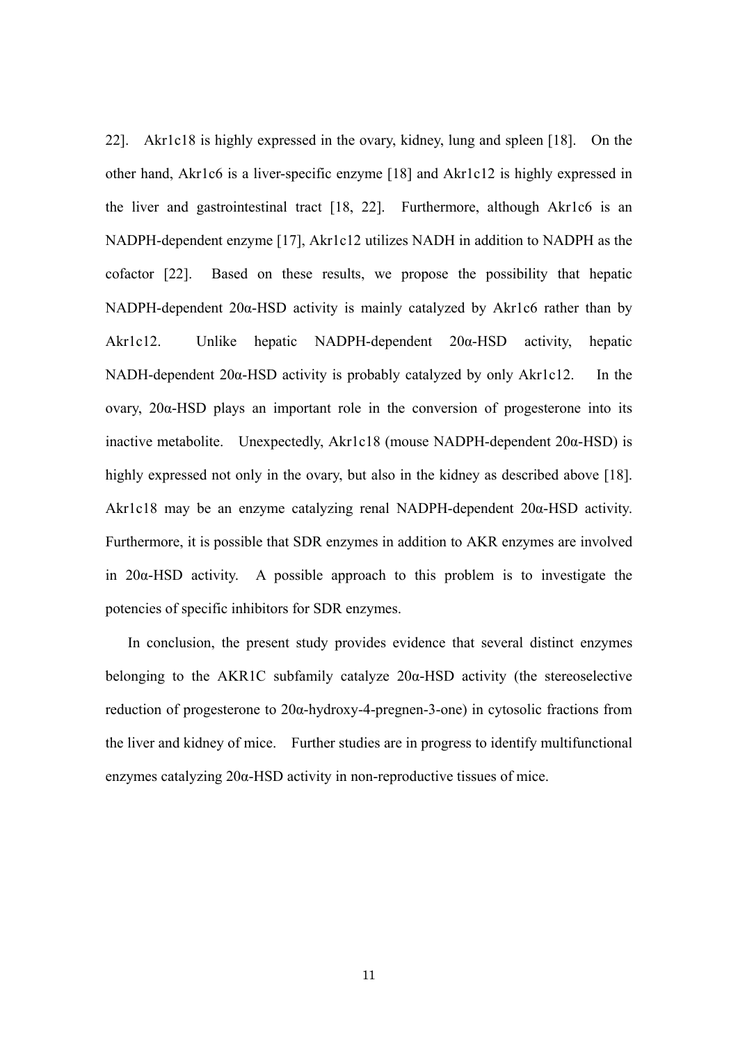22]. Akr1c18 is highly expressed in the ovary, kidney, lung and spleen [18]. On the other hand, Akr1c6 is a liver-specific enzyme [18] and Akr1c12 is highly expressed in the liver and gastrointestinal tract [18, 22]. Furthermore, although Akr1c6 is an NADPH-dependent enzyme [17], Akr1c12 utilizes NADH in addition to NADPH as the cofactor [22]. Based on these results, we propose the possibility that hepatic NADPH-dependent 20α-HSD activity is mainly catalyzed by Akr1c6 rather than by Akr1c12. Unlike hepatic NADPH-dependent 20α-HSD activity, hepatic NADH-dependent 20α-HSD activity is probably catalyzed by only Akr1c12. In the ovary, 20α-HSD plays an important role in the conversion of progesterone into its inactive metabolite. Unexpectedly, Akr1c18 (mouse NADPH-dependent 20α-HSD) is highly expressed not only in the ovary, but also in the kidney as described above [18]. Akr1c18 may be an enzyme catalyzing renal NADPH-dependent 20α-HSD activity. Furthermore, it is possible that SDR enzymes in addition to AKR enzymes are involved in 20α-HSD activity. A possible approach to this problem is to investigate the potencies of specific inhibitors for SDR enzymes.

In conclusion, the present study provides evidence that several distinct enzymes belonging to the AKR1C subfamily catalyze 20α-HSD activity (the stereoselective reduction of progesterone to 20α-hydroxy-4-pregnen-3-one) in cytosolic fractions from the liver and kidney of mice. Further studies are in progress to identify multifunctional enzymes catalyzing 20α-HSD activity in non-reproductive tissues of mice.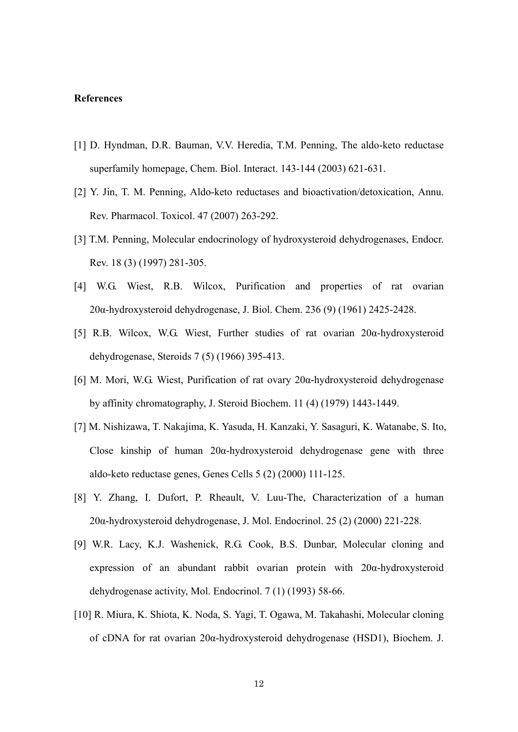**References**

[1] D. Hyndman, D.R. Bauman, V.V. Heredia, T.M. Penning, The aldo-keto reductase superfamily homepage, Chem. Biol. Interact. 143-144 (2003) 621-631.

[2] Y. Jin, T. M. Penning, Aldo-keto reductases and bioactivation/detoxication, Annu. Rev. Pharmacol. Toxicol. 47 (2007) 263-292.

[3] T.M. Penning, Molecular endocrinology of hydroxysteroid dehydrogenases, Endocr. Rev. 18 (3) (1997) 281-305.

[4] W.G. Wiest, R.B. Wilcox, Purification and properties of rat ovarian 20α-hydroxysteroid dehydrogenase, J. Biol. Chem. 236 (9) (1961) 2425-2428.

[5] R.B. Wilcox, W.G. Wiest, Further studies of rat ovarian 20α-hydroxysteroid dehydrogenase, Steroids 7 (5) (1966) 395-413.

[6] M. Mori, W.G. Wiest, Purification of rat ovary 20α-hydroxysteroid dehydrogenase by affinity chromatography, J. Steroid Biochem. 11 (4) (1979) 1443-1449.

[7] M. Nishizawa, T. Nakajima, K. Yasuda, H. Kanzaki, Y. Sasaguri, K. Watanabe, S. Ito, Close kinship of human 20α-hydroxysteroid dehydrogenase gene with three aldo-keto reductase genes, Genes Cells 5 (2) (2000) 111-125.

[8] Y. Zhang, I. Dufort, P. Rheault, V. Luu-The, Characterization of a human 20α-hydroxysteroid dehydrogenase, J. Mol. Endocrinol. 25 (2) (2000) 221-228.

[9] W.R. Lacy, K.J. Washenick, R.G. Cook, B.S. Dunbar, Molecular cloning and expression of an abundant rabbit ovarian protein with 20α-hydroxysteroid dehydrogenase activity, Mol. Endocrinol. 7 (1) (1993) 58-66.

[10] R. Miura, K. Shiota, K. Noda, S. Yagi, T. Ogawa, M. Takahashi, Molecular cloning of cDNA for rat ovarian 20α-hydroxysteroid dehydrogenase (HSD1), Biochem. J.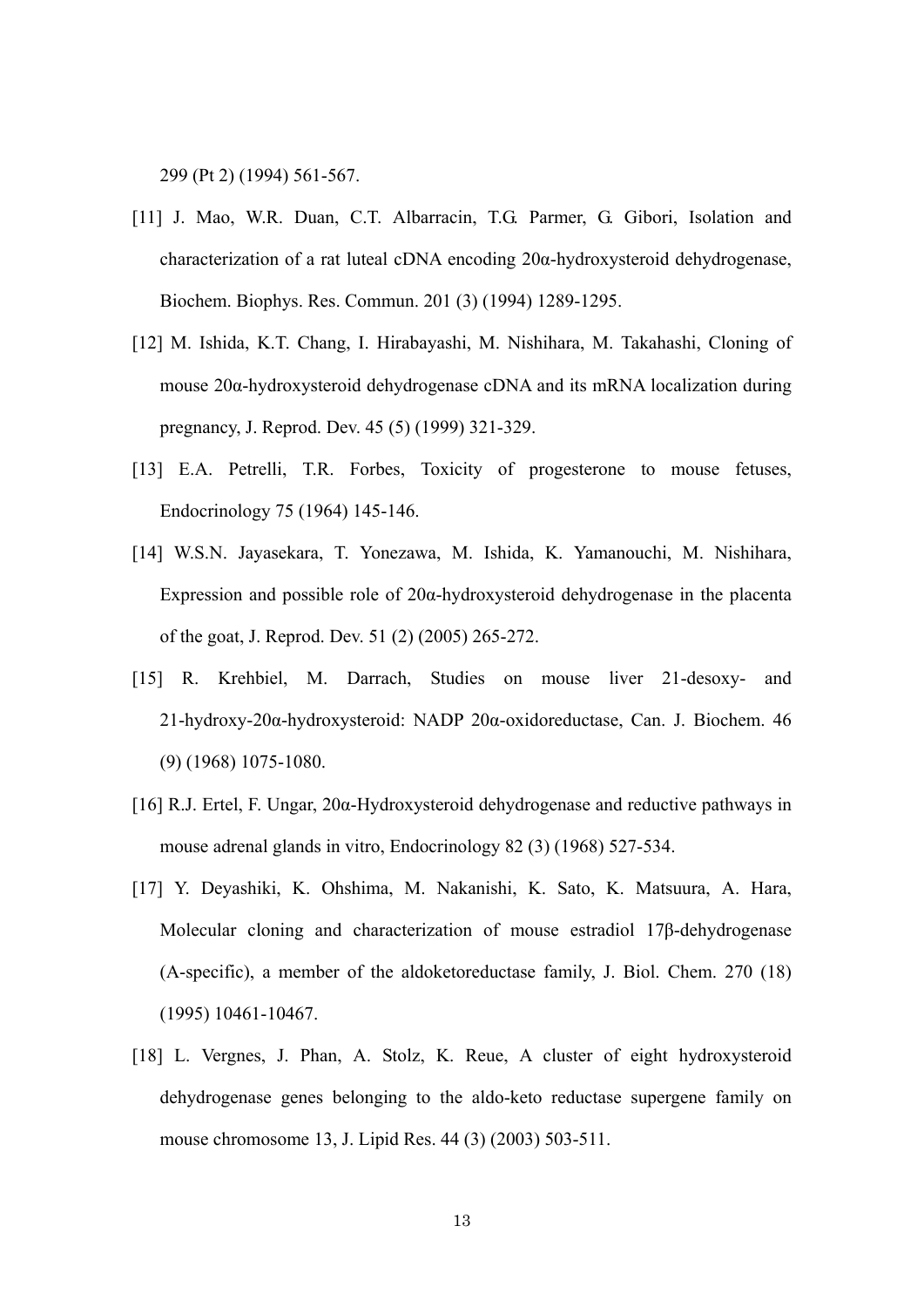299 (Pt 2) (1994) 561-567.

[11] J. Mao, W.R. Duan, C.T. Albarracin, T.G. Parmer, G. Gibori, Isolation and characterization of a rat luteal cDNA encoding 20α-hydroxysteroid dehydrogenase, Biochem. Biophys. Res. Commun. 201 (3) (1994) 1289-1295.

[12] M. Ishida, K.T. Chang, I. Hirabayashi, M. Nishihara, M. Takahashi, Cloning of mouse 20α-hydroxysteroid dehydrogenase cDNA and its mRNA localization during pregnancy, J. Reprod. Dev. 45 (5) (1999) 321-329.

[13] E.A. Petrelli, T.R. Forbes, Toxicity of progesterone to mouse fetuses, Endocrinology 75 (1964) 145-146.

[14] W.S.N. Jayasekara, T. Yonezawa, M. Ishida, K. Yamanouchi, M. Nishihara, Expression and possible role of 20α-hydroxysteroid dehydrogenase in the placenta of the goat, J. Reprod. Dev. 51 (2) (2005) 265-272.

[15] R. Krehbiel, M. Darrach, Studies on mouse liver 21-desoxy- and 21-hydroxy-20α-hydroxysteroid: NADP 20α-oxidoreductase, Can. J. Biochem. 46 (9) (1968) 1075-1080.

[16] R.J. Ertel, F. Ungar, 20α-Hydroxysteroid dehydrogenase and reductive pathways in mouse adrenal glands in vitro, Endocrinology 82 (3) (1968) 527-534.

[17] Y. Deyashiki, K. Ohshima, M. Nakanishi, K. Sato, K. Matsuura, A. Hara, Molecular cloning and characterization of mouse estradiol 17β-dehydrogenase (A-specific), a member of the aldoketoreductase family, J. Biol. Chem. 270 (18) (1995) 10461-10467.

[18] L. Vergnes, J. Phan, A. Stolz, K. Reue, A cluster of eight hydroxysteroid dehydrogenase genes belonging to the aldo-keto reductase supergene family on mouse chromosome 13, J. Lipid Res. 44 (3) (2003) 503-511.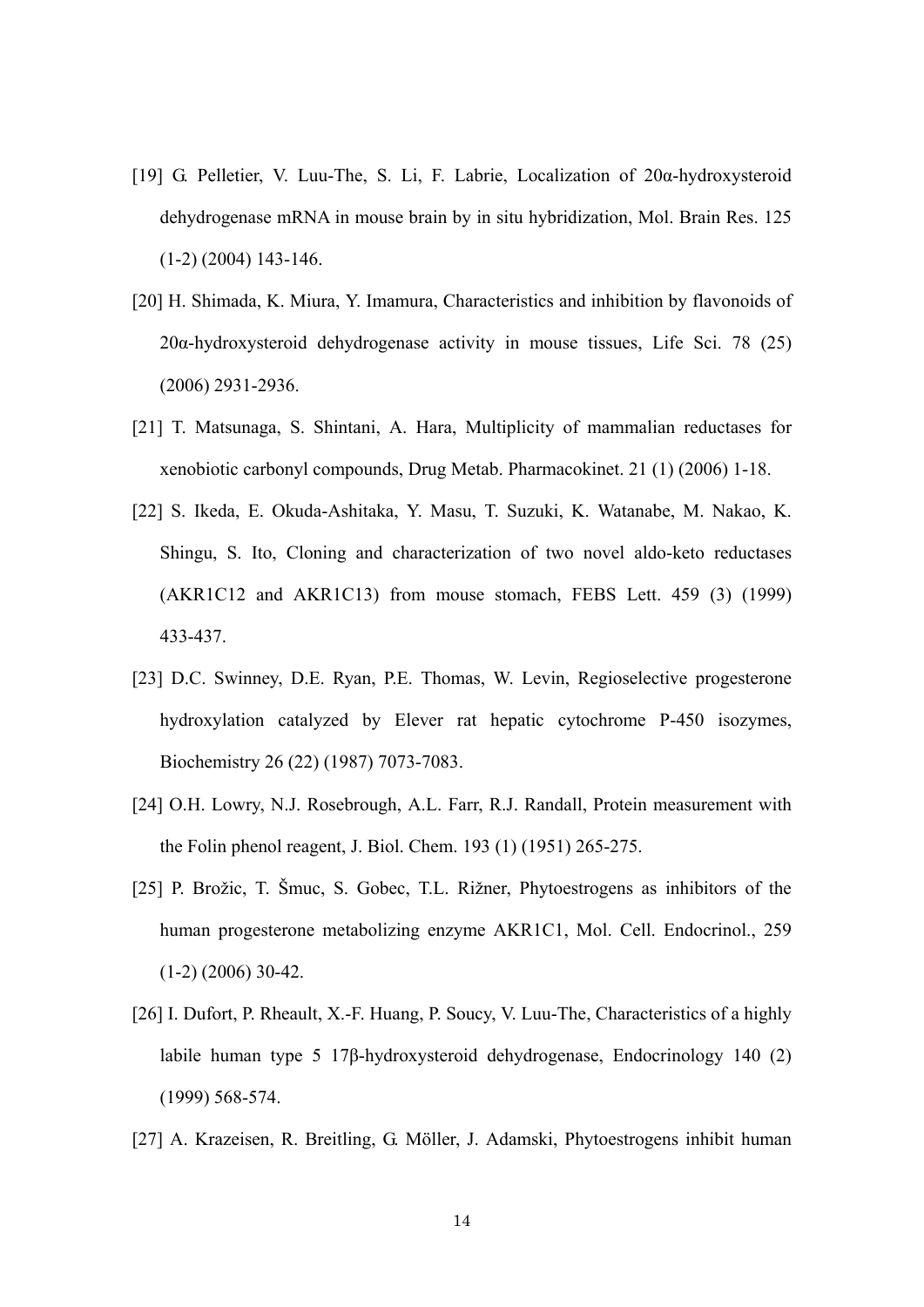[19] G. Pelletier, V. Luu-The, S. Li, F. Labrie, Localization of 20α-hydroxysteroid dehydrogenase mRNA in mouse brain by in situ hybridization, Mol. Brain Res. 125 (1-2) (2004) 143-146.

[20] H. Shimada, K. Miura, Y. Imamura, Characteristics and inhibition by flavonoids of 20α-hydroxysteroid dehydrogenase activity in mouse tissues, Life Sci. 78 (25) (2006) 2931-2936.

[21] T. Matsunaga, S. Shintani, A. Hara, Multiplicity of mammalian reductases for xenobiotic carbonyl compounds, Drug Metab. Pharmacokinet. 21 (1) (2006) 1-18.

[22] S. Ikeda, E. Okuda-Ashitaka, Y. Masu, T. Suzuki, K. Watanabe, M. Nakao, K. Shingu, S. Ito, Cloning and characterization of two novel aldo-keto reductases (AKR1C12 and AKR1C13) from mouse stomach, FEBS Lett. 459 (3) (1999) 433-437.

[23] D.C. Swinney, D.E. Ryan, P.E. Thomas, W. Levin, Regioselective progesterone hydroxylation catalyzed by Elever rat hepatic cytochrome P-450 isozymes, Biochemistry 26 (22) (1987) 7073-7083.

[24] O.H. Lowry, N.J. Rosebrough, A.L. Farr, R.J. Randall, Protein measurement with the Folin phenol reagent, J. Biol. Chem. 193 (1) (1951) 265-275.

[25] P. Brožic, T. Šmuc, S. Gobec, T.L. Rižner, Phytoestrogens as inhibitors of the human progesterone metabolizing enzyme AKR1C1, Mol. Cell. Endocrinol., 259 (1-2) (2006) 30-42.

[26] I. Dufort, P. Rheault, X.-F. Huang, P. Soucy, V. Luu-The, Characteristics of a highly labile human type 5 17β-hydroxysteroid dehydrogenase, Endocrinology 140 (2) (1999) 568-574.

[27] A. Krazeisen, R. Breitling, G. Möller, J. Adamski, Phytoestrogens inhibit human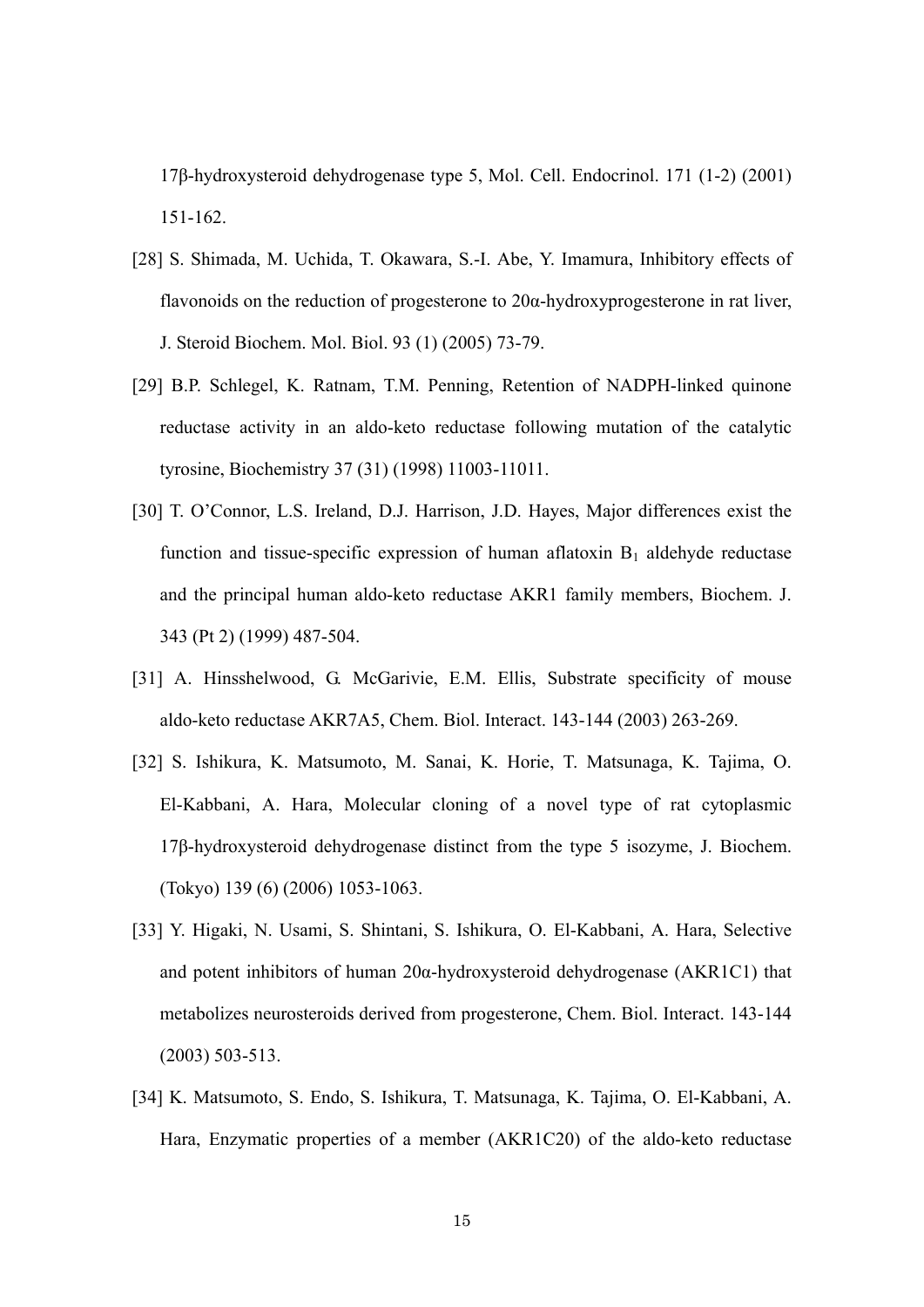17β-hydroxysteroid dehydrogenase type 5, Mol. Cell. Endocrinol. 171 (1-2) (2001) 151-162.

[28] S. Shimada, M. Uchida, T. Okawara, S.-I. Abe, Y. Imamura, Inhibitory effects of flavonoids on the reduction of progesterone to 20α-hydroxyprogesterone in rat liver, J. Steroid Biochem. Mol. Biol. 93 (1) (2005) 73-79.

[29] B.P. Schlegel, K. Ratnam, T.M. Penning, Retention of NADPH-linked quinone reductase activity in an aldo-keto reductase following mutation of the catalytic tyrosine, Biochemistry 37 (31) (1998) 11003-11011.

[30] T. O'Connor, L.S. Ireland, D.J. Harrison, J.D. Hayes, Major differences exist the function and tissue-specific expression of human aflatoxin $B_1$ aldehyde reductase and the principal human aldo-keto reductase AKR1 family members, Biochem. J. 343 (Pt 2) (1999) 487-504.

[31] A. Hinsshelwood, G. McGarivie, E.M. Ellis, Substrate specificity of mouse aldo-keto reductase AKR7A5, Chem. Biol. Interact. 143-144 (2003) 263-269.

[32] S. Ishikura, K. Matsumoto, M. Sanai, K. Horie, T. Matsunaga, K. Tajima, O. El-Kabbani, A. Hara, Molecular cloning of a novel type of rat cytoplasmic 17β-hydroxysteroid dehydrogenase distinct from the type 5 isozyme, J. Biochem. (Tokyo) 139 (6) (2006) 1053-1063.

[33] Y. Higaki, N. Usami, S. Shintani, S. Ishikura, O. El-Kabbani, A. Hara, Selective and potent inhibitors of human 20α-hydroxysteroid dehydrogenase (AKR1C1) that metabolizes neurosteroids derived from progesterone, Chem. Biol. Interact. 143-144 (2003) 503-513.

[34] K. Matsumoto, S. Endo, S. Ishikura, T. Matsunaga, K. Tajima, O. El-Kabbani, A. Hara, Enzymatic properties of a member (AKR1C20) of the aldo-keto reductase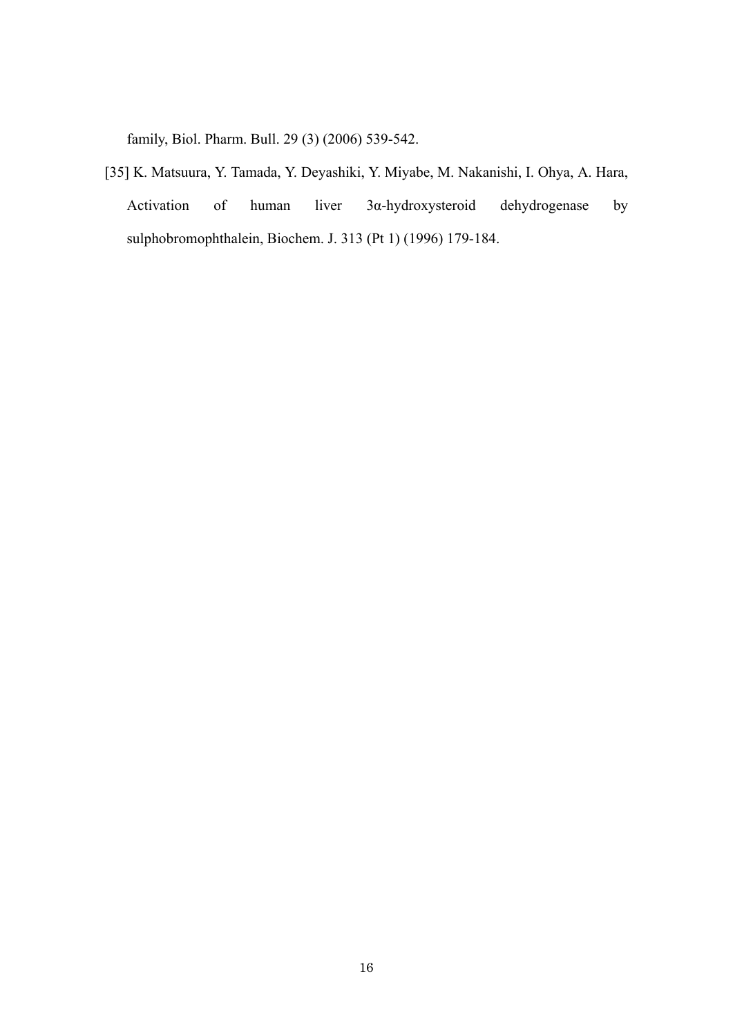family, Biol. Pharm. Bull. 29 (3) (2006) 539-542.

[35] K. Matsuura, Y. Tamada, Y. Deyashiki, Y. Miyabe, M. Nakanishi, I. Ohya, A. Hara, Activation of human liver 3α-hydroxysteroid dehydrogenase by sulphobromophthalein, Biochem. J. 313 (Pt 1) (1996) 179-184.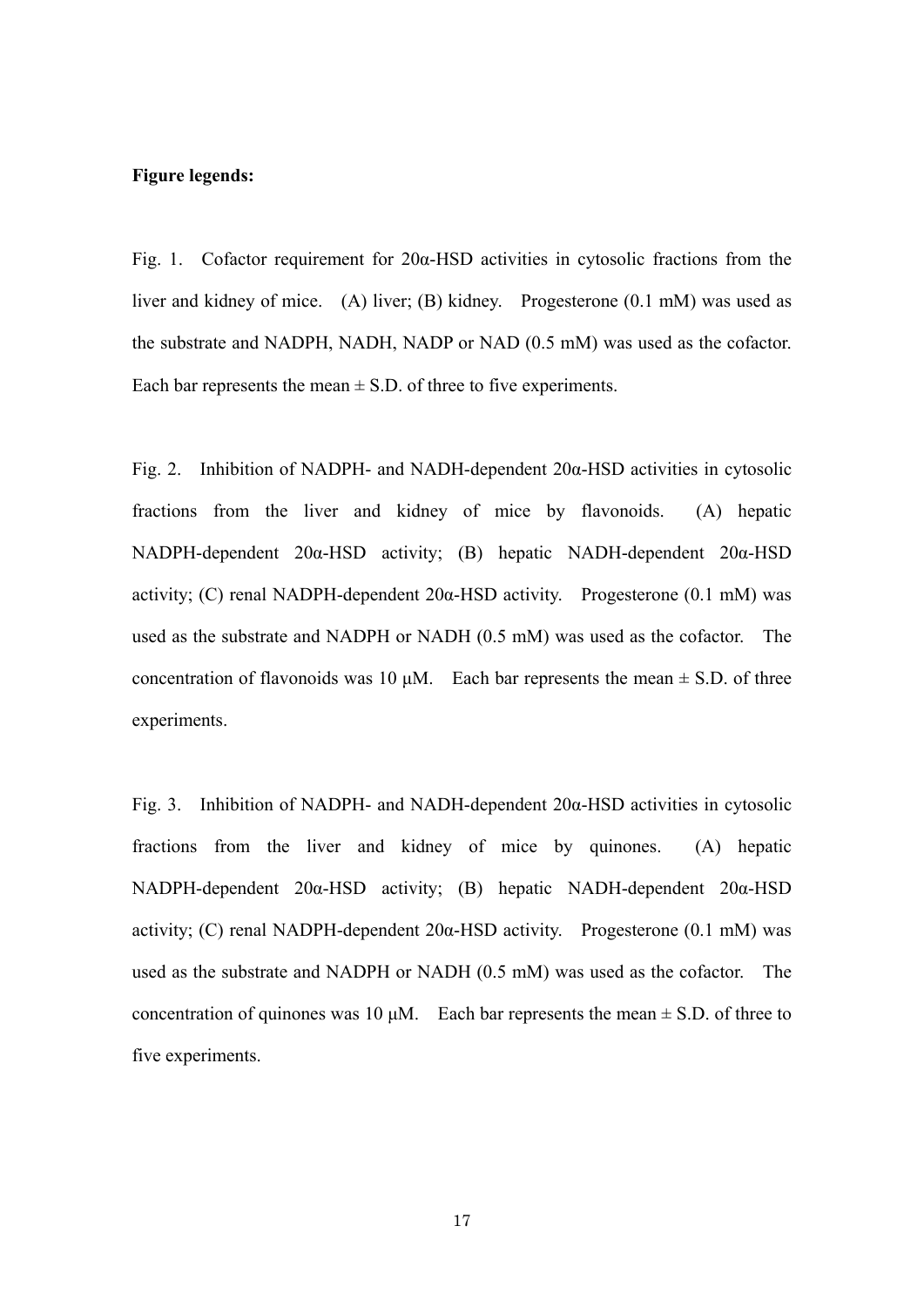**Figure legends:**

Fig. 1. Cofactor requirement for 20α-HSD activities in cytosolic fractions from the liver and kidney of mice. (A) liver; (B) kidney. Progesterone (0.1 mM) was used as the substrate and NADPH, NADH, NADP or NAD (0.5 mM) was used as the cofactor. Each bar represents the mean ± S.D. of three to five experiments.

Fig. 2. Inhibition of NADPH- and NADH-dependent 20α-HSD activities in cytosolic fractions from the liver and kidney of mice by flavonoids. (A) hepatic NADPH-dependent 20α-HSD activity; (B) hepatic NADH-dependent 20α-HSD activity; (C) renal NADPH-dependent 20α-HSD activity. Progesterone (0.1 mM) was used as the substrate and NADPH or NADH (0.5 mM) was used as the cofactor. The concentration of flavonoids was 10 μM. Each bar represents the mean ± S.D. of three experiments.

Fig. 3. Inhibition of NADPH- and NADH-dependent 20α-HSD activities in cytosolic fractions from the liver and kidney of mice by quinones. (A) hepatic NADPH-dependent 20α-HSD activity; (B) hepatic NADH-dependent 20α-HSD activity; (C) renal NADPH-dependent 20α-HSD activity. Progesterone (0.1 mM) was used as the substrate and NADPH or NADH (0.5 mM) was used as the cofactor. The concentration of quinones was 10 μM. Each bar represents the mean ± S.D. of three to five experiments.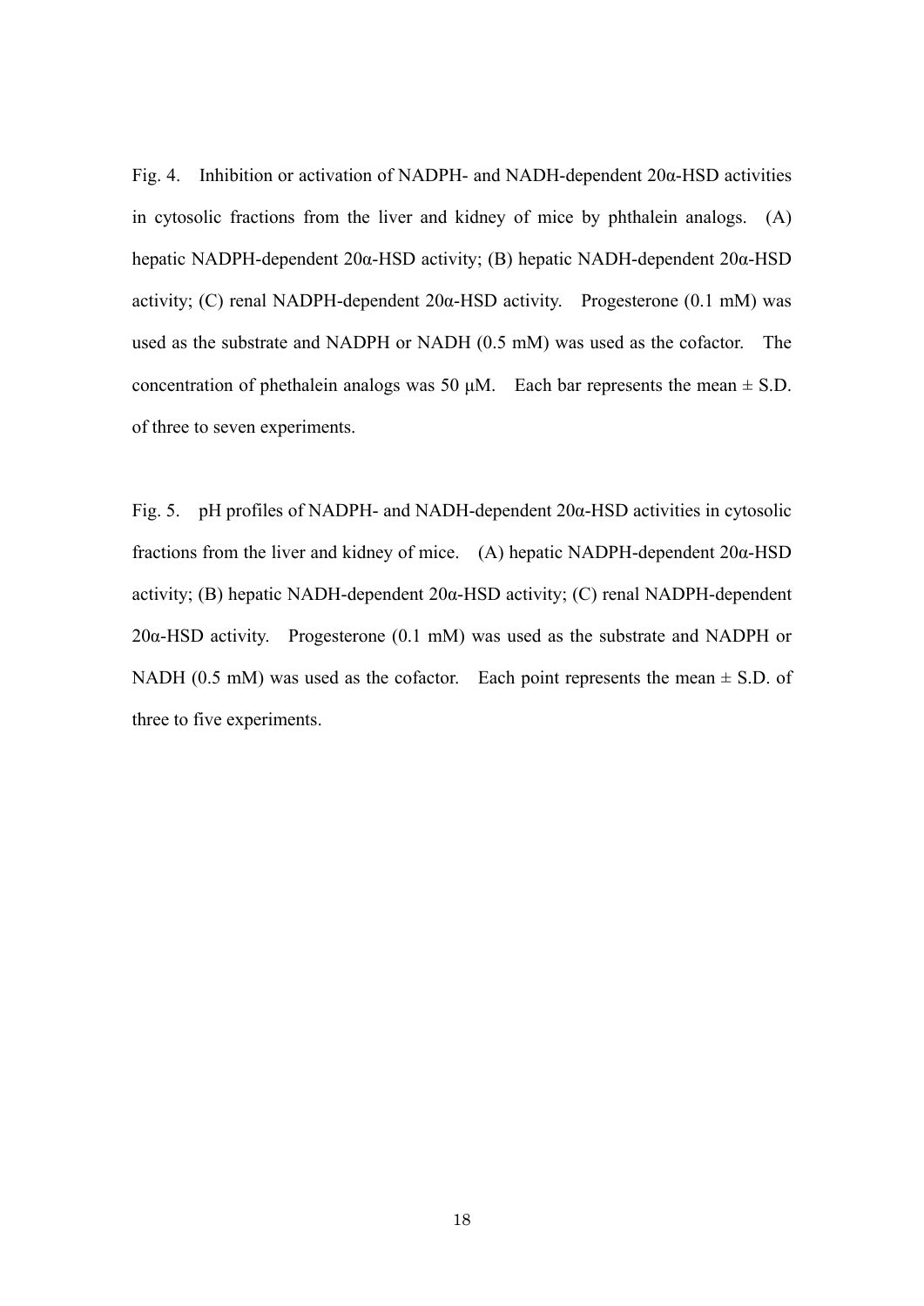Fig. 4. Inhibition or activation of NADPH- and NADH-dependent 20α-HSD activities in cytosolic fractions from the liver and kidney of mice by phthalein analogs. (A) hepatic NADPH-dependent 20α-HSD activity; (B) hepatic NADH-dependent 20α-HSD activity; (C) renal NADPH-dependent 20α-HSD activity. Progesterone (0.1 mM) was used as the substrate and NADPH or NADH (0.5 mM) was used as the cofactor. The concentration of phethalein analogs was 50 μM. Each bar represents the mean ± S.D. of three to seven experiments.

Fig. 5. pH profiles of NADPH- and NADH-dependent 20α-HSD activities in cytosolic fractions from the liver and kidney of mice. (A) hepatic NADPH-dependent 20α-HSD activity; (B) hepatic NADH-dependent 20α-HSD activity; (C) renal NADPH-dependent 20α-HSD activity. Progesterone (0.1 mM) was used as the substrate and NADPH or NADH (0.5 mM) was used as the cofactor. Each point represents the mean ± S.D. of three to five experiments.